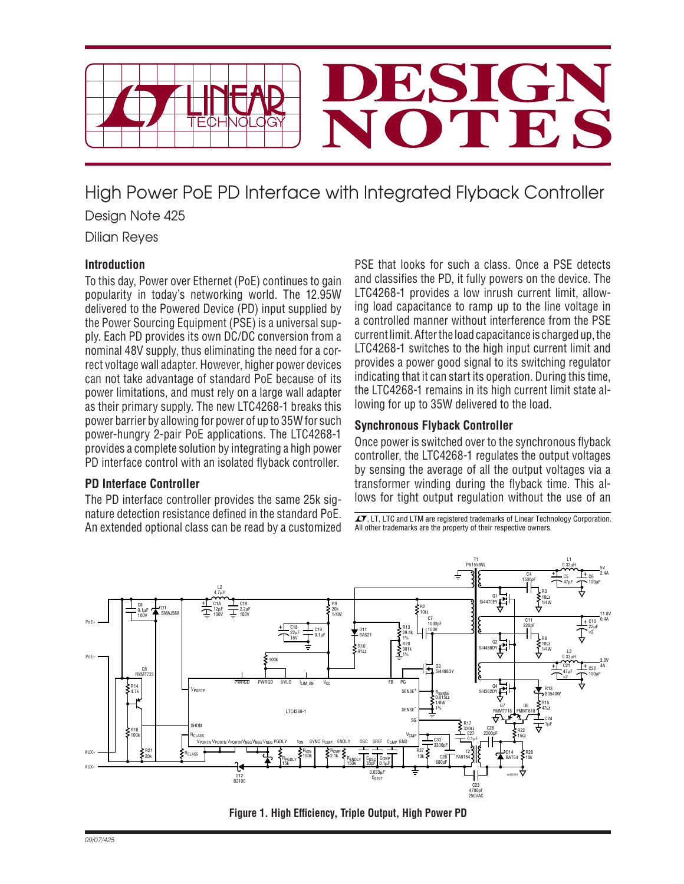# High Power PoE PD Interface with Integrated Flyback Controller

Design Note 425

Dilian Reyes

## Introduction

To this day, Power over Ethernet (PoE) continues to gain popularity in today's networking world. The 12.95W delivered to the Powered Device (PD) input supplied by the Power Sourcing Equipment (PSE) is a universal supply. Each PD provides its own DC/DC conversion from a nominal 48V supply, thus eliminating the need for a correct voltage wall adapter. However, higher power devices can not take advantage of standard PoE because of its power limitations, and must rely on a large wall adapter as their primary supply. The new LTC4268-1 breaks this power barrier by allowing for power of up to 35W for such power-hungry 2-pair PoE applications. The LTC4268-1 provides a complete solution by integrating a high power PD interface control with an isolated flyback controller.

## PD Interface Controller

The PD interface controller provides the same 25k signature detection resistance defined in the standard PoE. An extended optional class can be read by a customized PSE that looks for such a class. Once a PSE detects and classifies the PD, it fully powers on the device. The LTC4268-1 provides a low inrush current limit, allowing load capacitance to ramp up to the line voltage in a controlled manner without interference from the PSE current limit. After the load capacitance is charged up, the LTC4268-1 switches to the high input current limit and provides a power good signal to its switching regulator indicating that it can start its operation. During this time, the LTC4268-1 remains in its high current limit state allowing for up to 35W delivered to the load.

## Synchronous Flyback Controller

Once power is switched over to the synchronous flyback controller, the LTC4268-1 regulates the output voltages by sensing the average of all the output voltages via a transformer winding during the flyback time. This allows for tight output regulation without the use of an

LT, LTC and LTM are registered trademarks of Linear Technology Corporation. All other trademarks are the property of their respective owners.

**Figure 1. High Efficiency, Triple Output, High Power PD**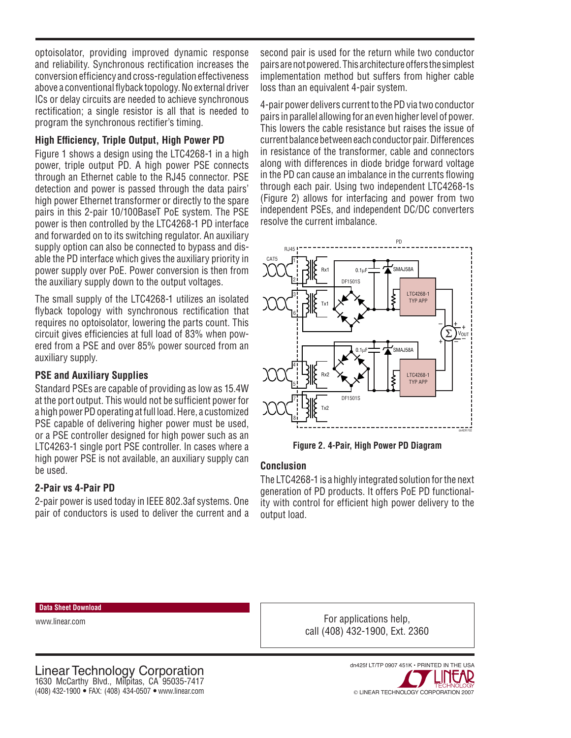optoisolator, providing improved dynamic response and reliability. Synchronous rectification increases the conversion efficiency and cross-regulation effectiveness above a conventional flyback topology. No external driver ICs or delay circuits are needed to achieve synchronous rectification; a single resistor is all that is needed to program the synchronous rectifier's timing.

### High Efficiency, Triple Output, High Power PD

Figure 1 shows a design using the LTC4268-1 in a high power, triple output PD. A high power PSE connects through an Ethernet cable to the RJ45 connector. PSE detection and power is passed through the data pairs' high power Ethernet transformer or directly to the spare pairs in this 2-pair 10/100BaseT PoE system. The PSE power is then controlled by the LTC4268-1 PD interface and forwarded on to its switching regulator. An auxiliary supply option can also be connected to bypass and disable the PD interface which gives the auxiliary priority in power supply over PoE. Power conversion is then from the auxiliary supply down to the output voltages.

The small supply of the LTC4268-1 utilizes an isolated flyback topology with synchronous rectification that requires no optoisolator, lowering the parts count. This circuit gives efficiencies at full load of 83% when powered from a PSE and over 85% power sourced from an auxiliary supply.

### PSE and Auxiliary Supplies

Standard PSEs are capable of providing as low as 15.4W at the port output. This would not be sufficient power for a high power PD operating at full load. Here, a customized PSE capable of delivering higher power must be used, or a PSE controller designed for high power such as an LTC4263-1 single port PSE controller. In cases where a high power PSE is not available, an auxiliary supply can be used.

### 2-Pair vs 4-Pair PD

2-pair power is used today in IEEE 802.3af systems. One pair of conductors is used to deliver the current and a second pair is used for the return while two conductor pairs are not powered. This architecture offers the simplest implementation method but suffers from higher cable loss than an equivalent 4-pair system.

4-pair power delivers current to the PD via two conductor pairs in parallel allowing for an even higher level of power. This lowers the cable resistance but raises the issue of current balance between each conductor pair. Differences in resistance of the transformer, cable and connectors along with differences in diode bridge forward voltage in the PD can cause an imbalance in the currents flowing through each pair. Using two independent LTC4268-1s (Figure 2) allows for interfacing and power from two independent PSEs, and independent DC/DC converters resolve the current imbalance.

PD
RJ45
CAT5
1
2
3
6
4
5
7
8
Rx1
Tx1
Rx2
Tx2
0.1µF
SMAJ58A
DF1501S
LTC4268-1
TYP APP
0.1µF
SMAJ58A
DF1501S
LTC4268-1
TYP APP
Σ
$V_{OUT}$
dn425 F02

**Figure 2. 4-Pair, High Power PD Diagram**

### Conclusion

The LTC4268-1 is a highly integrated solution for the next generation of PD products. It offers PoE PD functionality with control for efficient high power delivery to the output load.

**Data Sheet Download**

www.linear.com

For applications help,
call (408) 432-1900, Ext. 2360

Linear Technology Corporation
1630 McCarthy Blvd., Milpitas, CA 95035-7417
(408) 432-1900 • FAX: (408) 434-0507 • www.linear.com

dn425f LT/TP 0907 451K • PRINTED IN THE USA
© LINEAR TECHNOLOGY CORPORATION 2007